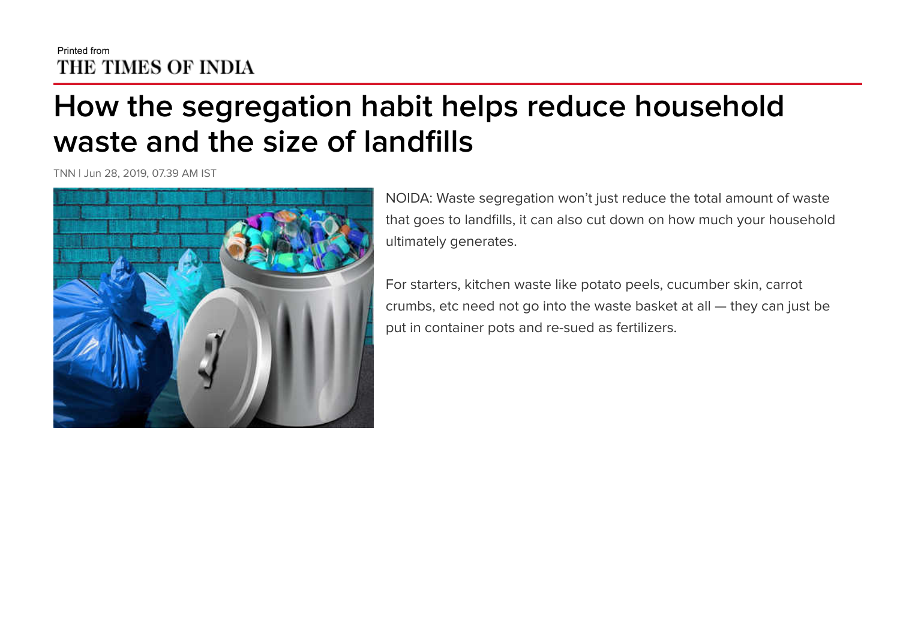Printed from
THE TIMES OF INDIA

# How the segregation habit helps reduce household waste and the size of landfills

TNN | Jun 28, 2019, 07.39 AM IST

NOIDA: Waste segregation won't just reduce the total amount of waste that goes to landfills, it can also cut down on how much your household ultimately generates.

For starters, kitchen waste like potato peels, cucumber skin, carrot crumbs, etc need not go into the waste basket at all — they can just be put in container pots and re-sued as fertilizers.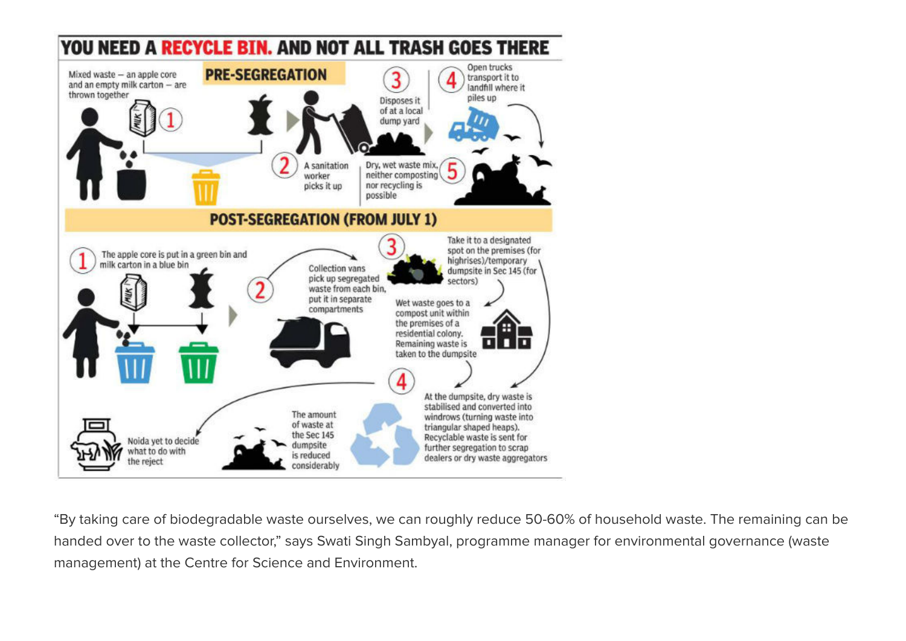# YOU NEED A RECYCLE BIN. AND NOT ALL TRASH GOES THERE

## PRE-SEGREGATION

1. Mixed waste – an apple core and an empty milk carton – are thrown together
2. A sanitation worker picks it up
3. Disposes it of at a local dump yard
4. Open trucks transport it to landfill where it piles up
5. Dry, wet waste mix, neither composting nor recycling is possible

## POST-SEGREGATION (FROM JULY 1)

1. The apple core is put in a green bin and milk carton in a blue bin
2. Collection vans pick up segregated waste from each bin, put it in separate compartments
3. Take it to a designated spot on the premises (for highrises)/temporary dumpsite in Sec 145 (for sectors)

   Wet waste goes to a compost unit within the premises of a residential colony. Remaining waste is taken to the dumpsite

4. At the dumpsite, dry waste is stabilised and converted into windrows (turning waste into triangular shaped heaps). Recyclable waste is sent for further segregation to scrap dealers or dry waste aggregators

The amount of waste at the Sec 145 dumpsite is reduced considerably

Noida yet to decide what to do with the reject

"By taking care of biodegradable waste ourselves, we can roughly reduce 50-60% of household waste. The remaining can be handed over to the waste collector," says Swati Singh Sambyal, programme manager for environmental governance (waste management) at the Centre for Science and Environment.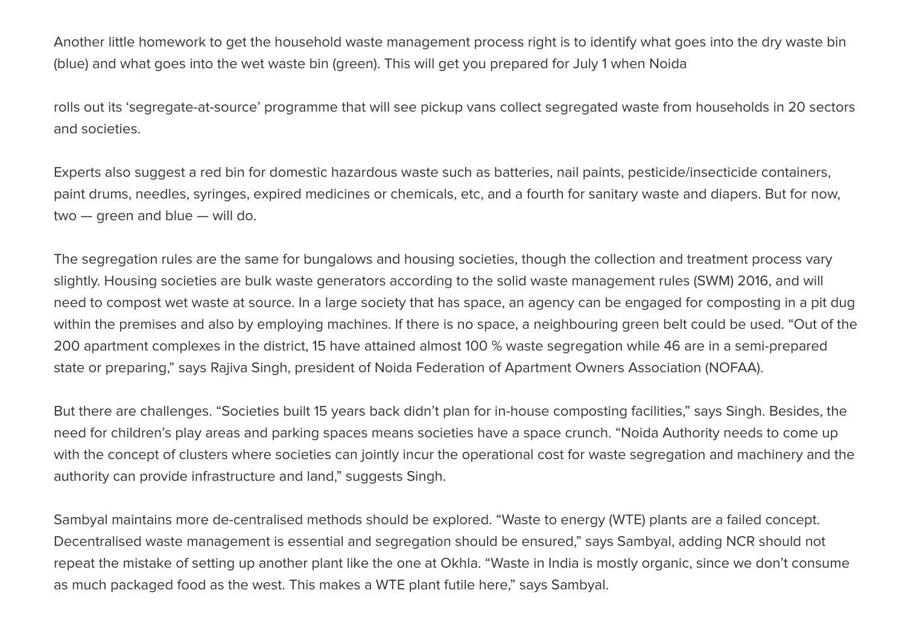Another little homework to get the household waste management process right is to identify what goes into the dry waste bin (blue) and what goes into the wet waste bin (green). This will get you prepared for July 1 when Noida rolls out its 'segregate-at-source' programme that will see pickup vans collect segregated waste from households in 20 sectors and societies.

Experts also suggest a red bin for domestic hazardous waste such as batteries, nail paints, pesticide/insecticide containers, paint drums, needles, syringes, expired medicines or chemicals, etc, and a fourth for sanitary waste and diapers. But for now, two — green and blue — will do.

The segregation rules are the same for bungalows and housing societies, though the collection and treatment process vary slightly. Housing societies are bulk waste generators according to the solid waste management rules (SWM) 2016, and will need to compost wet waste at source. In a large society that has space, an agency can be engaged for composting in a pit dug within the premises and also by employing machines. If there is no space, a neighbouring green belt could be used. "Out of the 200 apartment complexes in the district, 15 have attained almost 100 % waste segregation while 46 are in a semi-prepared state or preparing," says Rajiva Singh, president of Noida Federation of Apartment Owners Association (NOFAA).

But there are challenges. "Societies built 15 years back didn't plan for in-house composting facilities," says Singh. Besides, the need for children's play areas and parking spaces means societies have a space crunch. "Noida Authority needs to come up with the concept of clusters where societies can jointly incur the operational cost for waste segregation and machinery and the authority can provide infrastructure and land," suggests Singh.

Sambyal maintains more de-centralised methods should be explored. "Waste to energy (WTE) plants are a failed concept. Decentralised waste management is essential and segregation should be ensured," says Sambyal, adding NCR should not repeat the mistake of setting up another plant like the one at Okhla. "Waste in India is mostly organic, since we don't consume as much packaged food as the west. This makes a WTE plant futile here," says Sambyal.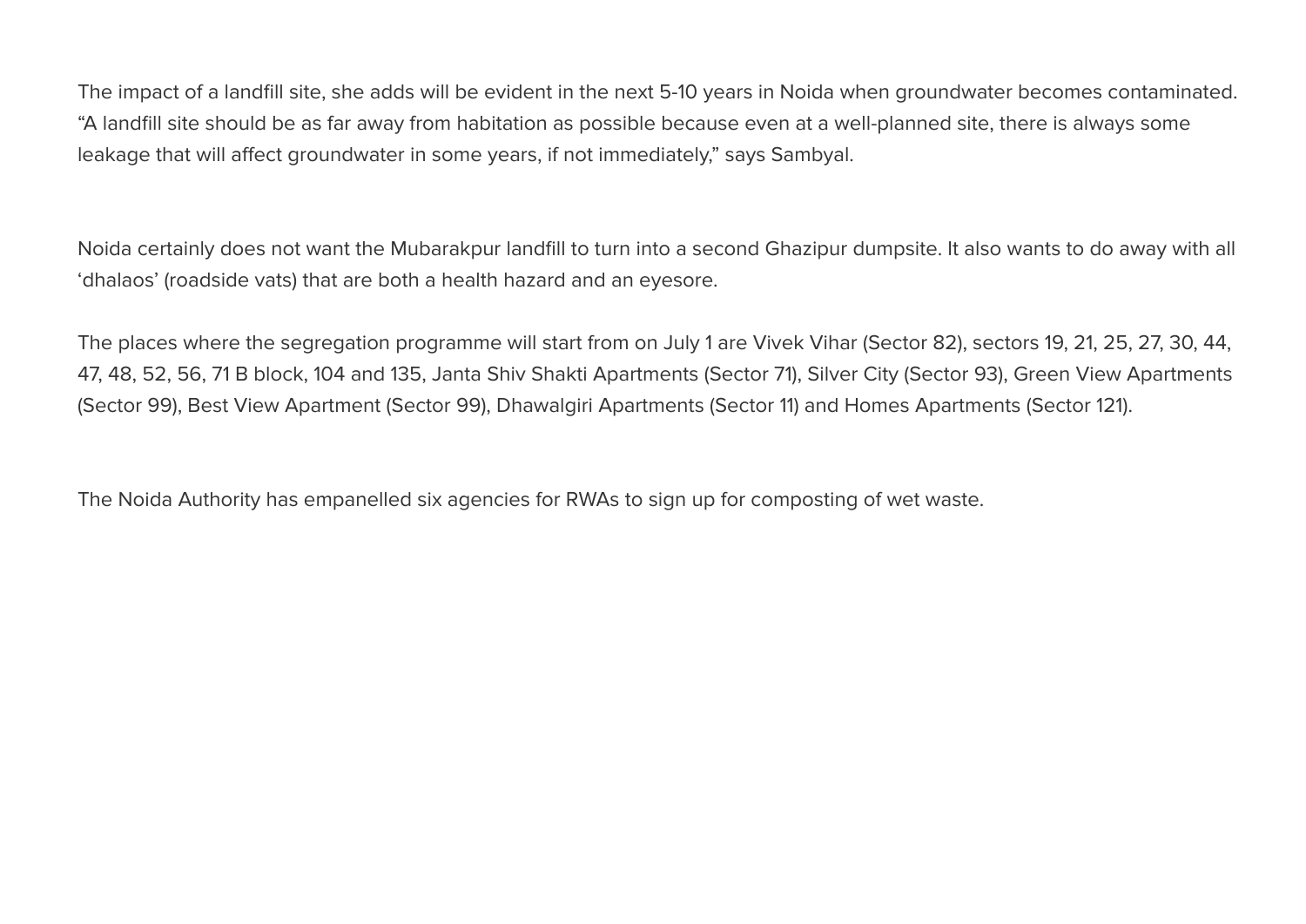The impact of a landfill site, she adds will be evident in the next 5-10 years in Noida when groundwater becomes contaminated. “A landfill site should be as far away from habitation as possible because even at a well-planned site, there is always some leakage that will affect groundwater in some years, if not immediately,” says Sambyal.

Noida certainly does not want the Mubarakpur landfill to turn into a second Ghazipur dumpsite. It also wants to do away with all ‘dhalaos’ (roadside vats) that are both a health hazard and an eyesore.

The places where the segregation programme will start from on July 1 are Vivek Vihar (Sector 82), sectors 19, 21, 25, 27, 30, 44, 47, 48, 52, 56, 71 B block, 104 and 135, Janta Shiv Shakti Apartments (Sector 71), Silver City (Sector 93), Green View Apartments (Sector 99), Best View Apartment (Sector 99), Dhawalgiri Apartments (Sector 11) and Homes Apartments (Sector 121).

The Noida Authority has empanelled six agencies for RWAs to sign up for composting of wet waste.